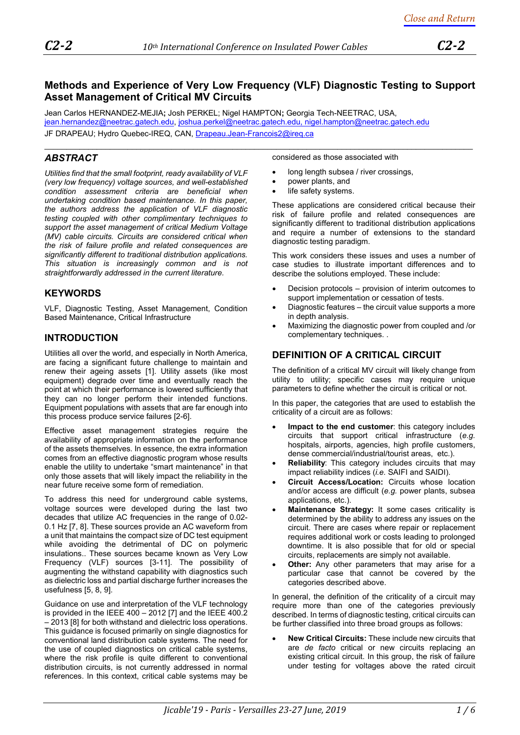# Methods and Experience of Very Low Frequency (VLF) Diagnostic Testing to Support Asset Management of Critical MV Circuits

Jean Carlos HERNANDEZ-MEJIA; Josh PERKEL; Nigel HAMPTON; Georgia Tech-NEETRAC, USA, jean.hernandez@neetrac.gatech.edu, joshua.perkel@neetrac.gatech.edu, nigel.hampton@neetrac.gatech.edu

JF DRAPEAU; Hydro Quebec-IREQ, CAN, Drapeau.Jean-Francois2@ireq.ca

## ABSTRACT

*Utilities find that the small footprint, ready availability of VLF (very low frequency) voltage sources, and well-established condition assessment criteria are beneficial when undertaking condition based maintenance. In this paper, the authors address the application of VLF diagnostic testing coupled with other complimentary techniques to support the asset management of critical Medium Voltage (MV) cable circuits. Circuits are considered critical when the risk of failure profile and related consequences are significantly different to traditional distribution applications. This situation is increasingly common and is not straightforwardly addressed in the current literature.*

## KEYWORDS

VLF, Diagnostic Testing, Asset Management, Condition Based Maintenance, Critical Infrastructure

## INTRODUCTION

Utilities all over the world, and especially in North America, are facing a significant future challenge to maintain and renew their ageing assets [1]. Utility assets (like most equipment) degrade over time and eventually reach the point at which their performance is lowered sufficiently that they can no longer perform their intended functions. Equipment populations with assets that are far enough into this process produce service failures [2-6].

Effective asset management strategies require the availability of appropriate information on the performance of the assets themselves. In essence, the extra information comes from an effective diagnostic program whose results enable the utility to undertake "smart maintenance" in that only those assets that will likely impact the reliability in the near future receive some form of remediation.

To address this need for underground cable systems, voltage sources were developed during the last two decades that utilize AC frequencies in the range of 0.02-0.1 Hz [7, 8]. These sources provide an AC waveform from a unit that maintains the compact size of DC test equipment while avoiding the detrimental of DC on polymeric insulations.. These sources became known as Very Low Frequency (VLF) sources [3-11]. The possibility of augmenting the withstand capability with diagnostics such as dielectric loss and partial discharge further increases the usefulness [5, 8, 9].

Guidance on use and interpretation of the VLF technology is provided in the IEEE 400 – 2012 [7] and the IEEE 400.2 – 2013 [8] for both withstand and dielectric loss operations. This guidance is focused primarily on single diagnostics for conventional land distribution cable systems. The need for the use of coupled diagnostics on critical cable systems, where the risk profile is quite different to conventional distribution circuits, is not currently addressed in normal references. In this context, critical cable systems may be considered as those associated with

- long length subsea / river crossings,
- power plants, and
- life safety systems.

These applications are considered critical because their risk of failure profile and related consequences are significantly different to traditional distribution applications and require a number of extensions to the standard diagnostic testing paradigm.

This work considers these issues and uses a number of case studies to illustrate important differences and to describe the solutions employed. These include:

- Decision protocols – provision of interim outcomes to support implementation or cessation of tests.
- Diagnostic features – the circuit value supports a more in depth analysis.
- Maximizing the diagnostic power from coupled and /or complementary techniques. .

## DEFINITION OF A CRITICAL CIRCUIT

The definition of a critical MV circuit will likely change from utility to utility; specific cases may require unique parameters to define whether the circuit is critical or not.

In this paper, the categories that are used to establish the criticality of a circuit are as follows:

- **Impact to the end customer**: this category includes circuits that support critical infrastructure (*e.g.* hospitals, airports, agencies, high profile customers, dense commercial/industrial/tourist areas, etc.).
- **Reliability**: This category includes circuits that may impact reliability indices (*i.e.* SAIFI and SAIDI).
- **Circuit Access/Location:** Circuits whose location and/or access are difficult (*e.g.* power plants, subsea applications, etc.).
- **Maintenance Strategy:** It some cases criticality is determined by the ability to address any issues on the circuit. There are cases where repair or replacement requires additional work or costs leading to prolonged downtime. It is also possible that for old or special circuits, replacements are simply not available.
- **Other:** Any other parameters that may arise for a particular case that cannot be covered by the categories described above.

In general, the definition of the criticality of a circuit may require more than one of the categories previously described. In terms of diagnostic testing, critical circuits can be further classified into three broad groups as follows:

- **New Critical Circuits:** These include new circuits that are *de facto* critical or new circuits replacing an existing critical circuit. In this group, the risk of failure under testing for voltages above the rated circuit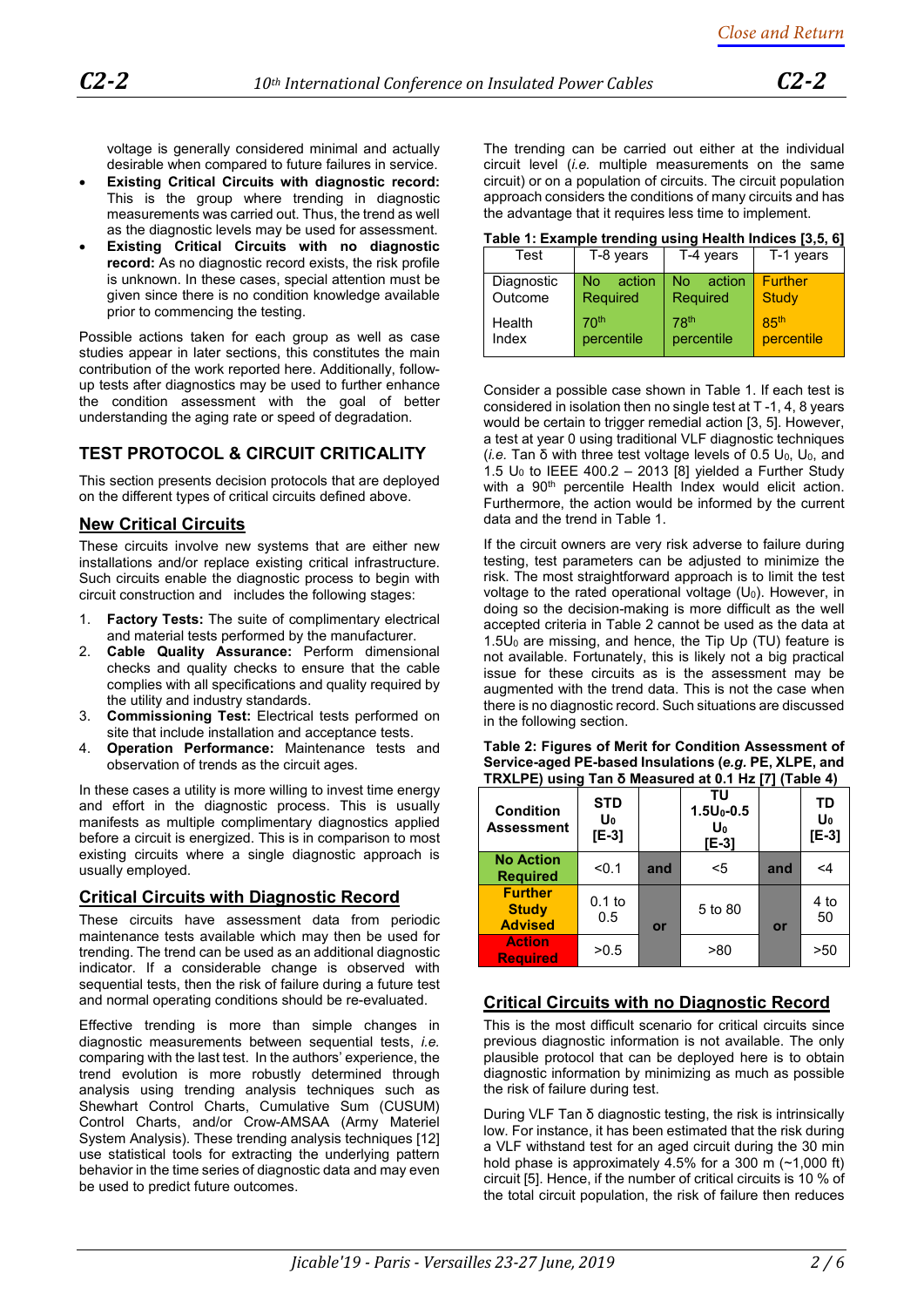voltage is generally considered minimal and actually desirable when compared to future failures in service.

- **Existing Critical Circuits with diagnostic record:** This is the group where trending in diagnostic measurements was carried out. Thus, the trend as well as the diagnostic levels may be used for assessment.
- **Existing Critical Circuits with no diagnostic record:** As no diagnostic record exists, the risk profile is unknown. In these cases, special attention must be given since there is no condition knowledge available prior to commencing the testing.

Possible actions taken for each group as well as case studies appear in later sections, this constitutes the main contribution of the work reported here. Additionally, follow-up tests after diagnostics may be used to further enhance the condition assessment with the goal of better understanding the aging rate or speed of degradation.

## TEST PROTOCOL & CIRCUIT CRITICALITY

This section presents decision protocols that are deployed on the different types of critical circuits defined above.

### New Critical Circuits

These circuits involve new systems that are either new installations and/or replace existing critical infrastructure. Such circuits enable the diagnostic process to begin with circuit construction and includes the following stages:

1. **Factory Tests:** The suite of complimentary electrical and material tests performed by the manufacturer.
2. **Cable Quality Assurance:** Perform dimensional checks and quality checks to ensure that the cable complies with all specifications and quality required by the utility and industry standards.
3. **Commissioning Test:** Electrical tests performed on site that include installation and acceptance tests.
4. **Operation Performance:** Maintenance tests and observation of trends as the circuit ages.

In these cases a utility is more willing to invest time energy and effort in the diagnostic process. This is usually manifests as multiple complimentary diagnostics applied before a circuit is energized. This is in comparison to most existing circuits where a single diagnostic approach is usually employed.

### Critical Circuits with Diagnostic Record

These circuits have assessment data from periodic maintenance tests available which may then be used for trending. The trend can be used as an additional diagnostic indicator. If a considerable change is observed with sequential tests, then the risk of failure during a future test and normal operating conditions should be re-evaluated.

Effective trending is more than simple changes in diagnostic measurements between sequential tests, *i.e.* comparing with the last test. In the authors' experience, the trend evolution is more robustly determined through analysis using trending analysis techniques such as Shewhart Control Charts, Cumulative Sum (CUSUM) Control Charts, and/or Crow-AMSAA (Army Materiel System Analysis). These trending analysis techniques [12] use statistical tools for extracting the underlying pattern behavior in the time series of diagnostic data and may even be used to predict future outcomes.

The trending can be carried out either at the individual circuit level (*i.e.* multiple measurements on the same circuit) or on a population of circuits. The circuit population approach considers the conditions of many circuits and has the advantage that it requires less time to implement.

**Table 1: Example trending using Health Indices [3,5, 6]**

| Test | T-8 years | T-4 years | T-1 years |
|---|---|---|---|
| Diagnostic Outcome | No action Required | No action Required | Further Study |
| Health Index | 70th percentile | 78th percentile | 85th percentile |

Consider a possible case shown in Table 1. If each test is considered in isolation then no single test at T -1, 4, 8 years would be certain to trigger remedial action [3, 5]. However, a test at year 0 using traditional VLF diagnostic techniques (*i.e.* Tan δ with three test voltage levels of 0.5 $U_0$, $U_0$, and 1.5 $U_0$ to IEEE 400.2 – 2013 [8] yielded a Further Study with a 90th percentile Health Index would elicit action. Furthermore, the action would be informed by the current data and the trend in Table 1.

If the circuit owners are very risk adverse to failure during testing, test parameters can be adjusted to minimize the risk. The most straightforward approach is to limit the test voltage to the rated operational voltage ($U_0$). However, in doing so the decision-making is more difficult as the well accepted criteria in Table 2 cannot be used as the data at 1.5$U_0$ are missing, and hence, the Tip Up (TU) feature is not available. Fortunately, this is likely not a big practical issue for these circuits as is the assessment may be augmented with the trend data. This is not the case when there is no diagnostic record. Such situations are discussed in the following section.

**Table 2: Figures of Merit for Condition Assessment of Service-aged PE-based Insulations (*e.g.* PE, XLPE, and TRXLPE) using Tan δ Measured at 0.1 Hz [7] (Table 4)**

| Condition Assessment | STD $U_0$ [E-3] | | TU 1.5$U_0$-0.5 $U_0$ [E-3] | | TD $U_0$ [E-3] |
|---|---|---|---|---|---|
| No Action Required | <0.1 | and | <5 | and | <4 |
| Further Study Advised | 0.1 to 0.5 | or | 5 to 80 | or | 4 to 50 |
| Action Required | >0.5 | | >80 | | >50 |

### Critical Circuits with no Diagnostic Record

This is the most difficult scenario for critical circuits since previous diagnostic information is not available. The only plausible protocol that can be deployed here is to obtain diagnostic information by minimizing as much as possible the risk of failure during test.

During VLF Tan δ diagnostic testing, the risk is intrinsically low. For instance, it has been estimated that the risk during a VLF withstand test for an aged circuit during the 30 min hold phase is approximately 4.5% for a 300 m (~1,000 ft) circuit [5]. Hence, if the number of critical circuits is 10 % of the total circuit population, the risk of failure then reduces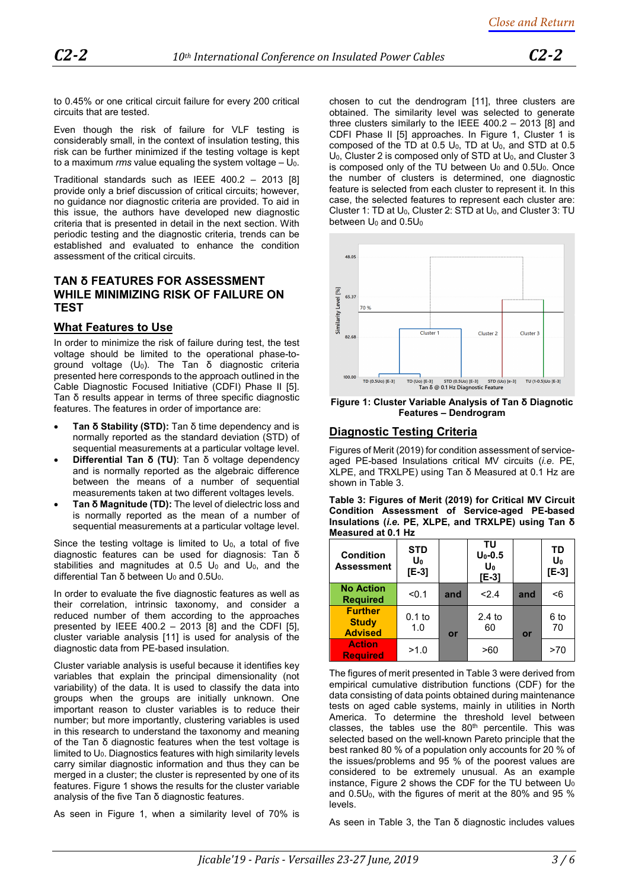to 0.45% or one critical circuit failure for every 200 critical circuits that are tested.

Even though the risk of failure for VLF testing is considerably small, in the context of insulation testing, this risk can be further minimized if the testing voltage is kept to a maximum *rms* value equaling the system voltage – $U_0$.

Traditional standards such as IEEE 400.2 – 2013 [8] provide only a brief discussion of critical circuits; however, no guidance nor diagnostic criteria are provided. To aid in this issue, the authors have developed new diagnostic criteria that is presented in detail in the next section. With periodic testing and the diagnostic criteria, trends can be established and evaluated to enhance the condition assessment of the critical circuits.

## TAN δ FEATURES FOR ASSESSMENT WHILE MINIMIZING RISK OF FAILURE ON TEST

### What Features to Use

In order to minimize the risk of failure during test, the test voltage should be limited to the operational phase-to-ground voltage ($U_0$). The Tan δ diagnostic criteria presented here corresponds to the approach outlined in the Cable Diagnostic Focused Initiative (CDFI) Phase II [5]. Tan δ results appear in terms of three specific diagnostic features. The features in order of importance are:

- **Tan δ Stability (STD):** Tan δ time dependency and is normally reported as the standard deviation (STD) of sequential measurements at a particular voltage level.
- **Differential Tan δ (TU)**: Tan δ voltage dependency and is normally reported as the algebraic difference between the means of a number of sequential measurements taken at two different voltages levels.
- **Tan δ Magnitude (TD):** The level of dielectric loss and is normally reported as the mean of a number of sequential measurements at a particular voltage level.

Since the testing voltage is limited to $U_0$, a total of five diagnostic features can be used for diagnosis: Tan δ stabilities and magnitudes at 0.5 $U_0$ and $U_0$, and the differential Tan δ between $U_0$ and $0.5U_0$.

In order to evaluate the five diagnostic features as well as their correlation, intrinsic taxonomy, and consider a reduced number of them according to the approaches presented by IEEE 400.2 – 2013 [8] and the CDFI [5], cluster variable analysis [11] is used for analysis of the diagnostic data from PE-based insulation.

Cluster variable analysis is useful because it identifies key variables that explain the principal dimensionality (not variability) of the data. It is used to classify the data into groups when the groups are initially unknown. One important reason to cluster variables is to reduce their number; but more importantly, clustering variables is used in this research to understand the taxonomy and meaning of the Tan δ diagnostic features when the test voltage is limited to $U_0$. Diagnostics features with high similarity levels carry similar diagnostic information and thus they can be merged in a cluster; the cluster is represented by one of its features. Figure 1 shows the results for the cluster variable analysis of the five Tan δ diagnostic features.

As seen in Figure 1, when a similarity level of 70% is chosen to cut the dendrogram [11], three clusters are obtained. The similarity level was selected to generate three clusters similarly to the IEEE 400.2 – 2013 [8] and CDFI Phase II [5] approaches. In Figure 1, Cluster 1 is composed of the TD at 0.5 $U_0$, TD at $U_0$, and STD at 0.5 $U_0$, Cluster 2 is composed only of STD at $U_0$, and Cluster 3 is composed only of the TU between $U_0$ and $0.5U_0$. Once the number of clusters is determined, one diagnostic feature is selected from each cluster to represent it. In this case, the selected features to represent each cluster are: Cluster 1: TD at $U_0$, Cluster 2: STD at $U_0$, and Cluster 3: TU between $U_0$ and $0.5U_0$

**Figure 1: Cluster Variable Analysis of Tan δ Diagnostic Features – Dendrogram**

### Diagnostic Testing Criteria

Figures of Merit (2019) for condition assessment of service-aged PE-based Insulations critical MV circuits (*i.e.* PE, XLPE, and TRXLPE) using Tan δ Measured at 0.1 Hz are shown in Table 3.

**Table 3: Figures of Merit (2019) for Critical MV Circuit Condition Assessment of Service-aged PE-based Insulations (*i.e.* PE, XLPE, and TRXLPE) using Tan δ Measured at 0.1 Hz**

| Condition Assessment | STD $U_0$ [E-3] | | TU $U_0$-0.5 $U_0$ [E-3] | | TD $U_0$ [E-3] |
|---|---|---|---|---|---|
| No Action Required | <0.1 | and | <2.4 | and | <6 |
| Further Study Advised | 0.1 to 1.0 | or | 2.4 to 60 | or | 6 to 70 |
| Action Required | >1.0 | | >60 | | >70 |

The figures of merit presented in Table 3 were derived from empirical cumulative distribution functions (CDF) for the data consisting of data points obtained during maintenance tests on aged cable systems, mainly in utilities in North America. To determine the threshold level between classes, the tables use the 80th percentile. This was selected based on the well-known Pareto principle that the best ranked 80 % of a population only accounts for 20 % of the issues/problems and 95 % of the poorest values are considered to be extremely unusual. As an example instance, Figure 2 shows the CDF for the TU between $U_0$ and $0.5U_0$, with the figures of merit at the 80% and 95 % levels.

As seen in Table 3, the Tan δ diagnostic includes values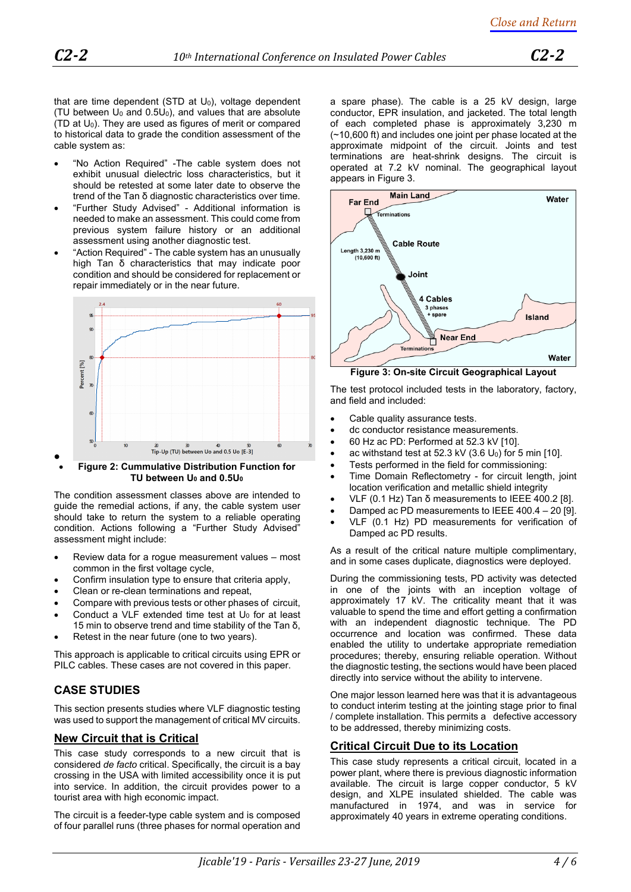that are time dependent (STD at $U_0$), voltage dependent (TU between $U_0$ and $0.5U_0$), and values that are absolute (TD at $U_0$). They are used as figures of merit or compared to historical data to grade the condition assessment of the cable system as:

- "No Action Required" -The cable system does not exhibit unusual dielectric loss characteristics, but it should be retested at some later date to observe the trend of the Tan δ diagnostic characteristics over time.
- "Further Study Advised" - Additional information is needed to make an assessment. This could come from previous system failure history or an additional assessment using another diagnostic test.
- "Action Required" - The cable system has an unusually high Tan δ characteristics that may indicate poor condition and should be considered for replacement or repair immediately or in the near future.

**Figure 2: Cummulative Distribution Function for TU between $U_0$ and $0.5U_0$**

The condition assessment classes above are intended to guide the remedial actions, if any, the cable system user should take to return the system to a reliable operating condition. Actions following a "Further Study Advised" assessment might include:

- Review data for a rogue measurement values – most common in the first voltage cycle,
- Confirm insulation type to ensure that criteria apply,
- Clean or re-clean terminations and repeat,
- Compare with previous tests or other phases of circuit,
- Conduct a VLF extended time test at $U_0$ for at least 15 min to observe trend and time stability of the Tan δ,
- Retest in the near future (one to two years).

This approach is applicable to critical circuits using EPR or PILC cables. These cases are not covered in this paper.

## CASE STUDIES

This section presents studies where VLF diagnostic testing was used to support the management of critical MV circuits.

### New Circuit that is Critical

This case study corresponds to a new circuit that is considered *de facto* critical. Specifically, the circuit is a bay crossing in the USA with limited accessibility once it is put into service. In addition, the circuit provides power to a tourist area with high economic impact.

The circuit is a feeder-type cable system and is composed of four parallel runs (three phases for normal operation and a spare phase). The cable is a 25 kV design, large conductor, EPR insulation, and jacketed. The total length of each completed phase is approximately 3,230 m (~10,600 ft) and includes one joint per phase located at the approximate midpoint of the circuit. Joints and test terminations are heat-shrink designs. The circuit is operated at 7.2 kV nominal. The geographical layout appears in Figure 3.

**Figure 3: On-site Circuit Geographical Layout**

The test protocol included tests in the laboratory, factory, and field and included:

- Cable quality assurance tests.
- dc conductor resistance measurements.
- 60 Hz ac PD: Performed at 52.3 kV [10].
- ac withstand test at 52.3 kV (3.6 $U_0$) for 5 min [10].
- Tests performed in the field for commissioning:
- Time Domain Reflectometry - for circuit length, joint location verification and metallic shield integrity
- VLF (0.1 Hz) Tan δ measurements to IEEE 400.2 [8].
- Damped ac PD measurements to IEEE 400.4 – 20 [9].
- VLF (0.1 Hz) PD measurements for verification of Damped ac PD results.

As a result of the critical nature multiple complimentary, and in some cases duplicate, diagnostics were deployed.

During the commissioning tests, PD activity was detected in one of the joints with an inception voltage of approximately 17 kV. The criticality meant that it was valuable to spend the time and effort getting a confirmation with an independent diagnostic technique. The PD occurrence and location was confirmed. These data enabled the utility to undertake appropriate remediation procedures; thereby, ensuring reliable operation. Without the diagnostic testing, the sections would have been placed directly into service without the ability to intervene.

One major lesson learned here was that it is advantageous to conduct interim testing at the jointing stage prior to final / complete installation. This permits a defective accessory to be addressed, thereby minimizing costs.

### Critical Circuit Due to its Location

This case study represents a critical circuit, located in a power plant, where there is previous diagnostic information available. The circuit is large copper conductor, 5 kV design, and XLPE insulated shielded. The cable was manufactured in 1974, and was in service for approximately 40 years in extreme operating conditions.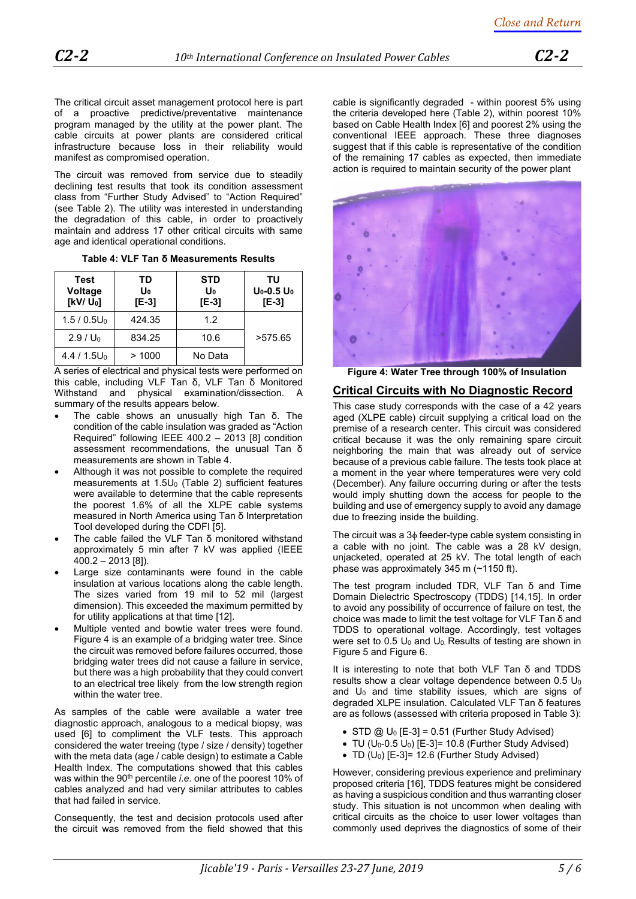The critical circuit asset management protocol here is part of a proactive predictive/preventative maintenance program managed by the utility at the power plant. The cable circuits at power plants are considered critical infrastructure because loss in their reliability would manifest as compromised operation.

The circuit was removed from service due to steadily declining test results that took its condition assessment class from "Further Study Advised" to "Action Required" (see Table 2). The utility was interested in understanding the degradation of this cable, in order to proactively maintain and address 17 other critical circuits with same age and identical operational conditions.

**Table 4: VLF Tan δ Measurements Results**

| Test Voltage [kV/ $U_0$] | TD $U_0$ [E-3] | STD $U_0$ [E-3] | TU $U_0$-0.5 $U_0$ [E-3] |
|---|---|---|---|
| 1.5 / 0.5$U_0$ | 424.35 | 1.2 | >575.65 |
| 2.9 / $U_0$ | 834.25 | 10.6 | |
| 4.4 / 1.5$U_0$ | > 1000 | No Data | |

A series of electrical and physical tests were performed on this cable, including VLF Tan δ, VLF Tan δ Monitored Withstand and physical examination/dissection. A summary of the results appears below.

- The cable shows an unusually high Tan δ. The condition of the cable insulation was graded as "Action Required" following IEEE 400.2 – 2013 [8] condition assessment recommendations, the unusual Tan δ measurements are shown in Table 4.
- Although it was not possible to complete the required measurements at 1.5$U_0$ (Table 2) sufficient features were available to determine that the cable represents the poorest 1.6% of all the XLPE cable systems measured in North America using Tan δ Interpretation Tool developed during the CDFI [5].
- The cable failed the VLF Tan δ monitored withstand approximately 5 min after 7 kV was applied (IEEE 400.2 – 2013 [8]).
- Large size contaminants were found in the cable insulation at various locations along the cable length. The sizes varied from 19 mil to 52 mil (largest dimension). This exceeded the maximum permitted by for utility applications at that time [12].
- Multiple vented and bowtie water trees were found. Figure 4 is an example of a bridging water tree. Since the circuit was removed before failures occurred, those bridging water trees did not cause a failure in service, but there was a high probability that they could convert to an electrical tree likely from the low strength region within the water tree.

As samples of the cable were available a water tree diagnostic approach, analogous to a medical biopsy, was used [6] to compliment the VLF tests. This approach considered the water treeing (type / size / density) together with the meta data (age / cable design) to estimate a Cable Health Index. The computations showed that this cables was within the 90[th] percentile *i.e.* one of the poorest 10% of cables analyzed and had very similar attributes to cables that had failed in service.

Consequently, the test and decision protocols used after the circuit was removed from the field showed that this cable is significantly degraded - within poorest 5% using the criteria developed here (Table 2), within poorest 10% based on Cable Health Index [6] and poorest 2% using the conventional IEEE approach. These three diagnoses suggest that if this cable is representative of the condition of the remaining 17 cables as expected, then immediate action is required to maintain security of the power plant

**Figure 4: Water Tree through 100% of Insulation**

## Critical Circuits with No Diagnostic Record

This case study corresponds with the case of a 42 years aged (XLPE cable) circuit supplying a critical load on the premise of a research center. This circuit was considered critical because it was the only remaining spare circuit neighboring the main that was already out of service because of a previous cable failure. The tests took place at a moment in the year where temperatures were very cold (December). Any failure occurring during or after the tests would imply shutting down the access for people to the building and use of emergency supply to avoid any damage due to freezing inside the building.

The circuit was a 3ϕ feeder-type cable system consisting in a cable with no joint. The cable was a 28 kV design, unjacketed, operated at 25 kV. The total length of each phase was approximately 345 m (~1150 ft).

The test program included TDR, VLF Tan δ and Time Domain Dielectric Spectroscopy (TDDS) [14,15]. In order to avoid any possibility of occurrence of failure on test, the choice was made to limit the test voltage for VLF Tan δ and TDDS to operational voltage. Accordingly, test voltages were set to 0.5 $U_0$ and $U_0$. Results of testing are shown in Figure 5 and Figure 6.

It is interesting to note that both VLF Tan δ and TDDS results show a clear voltage dependence between 0.5 $U_0$ and $U_0$ and time stability issues, which are signs of degraded XLPE insulation. Calculated VLF Tan δ features are as follows (assessed with criteria proposed in Table 3):

- STD @ $U_0$ [E-3] = 0.51 (Further Study Advised)
- TU ($U_0$-0.5 $U_0$) [E-3]= 10.8 (Further Study Advised)
- TD ($U_0$) [E-3]= 12.6 (Further Study Advised)

However, considering previous experience and preliminary proposed criteria [16], TDDS features might be considered as having a suspicious condition and thus warranting closer study. This situation is not uncommon when dealing with critical circuits as the choice to user lower voltages than commonly used deprives the diagnostics of some of their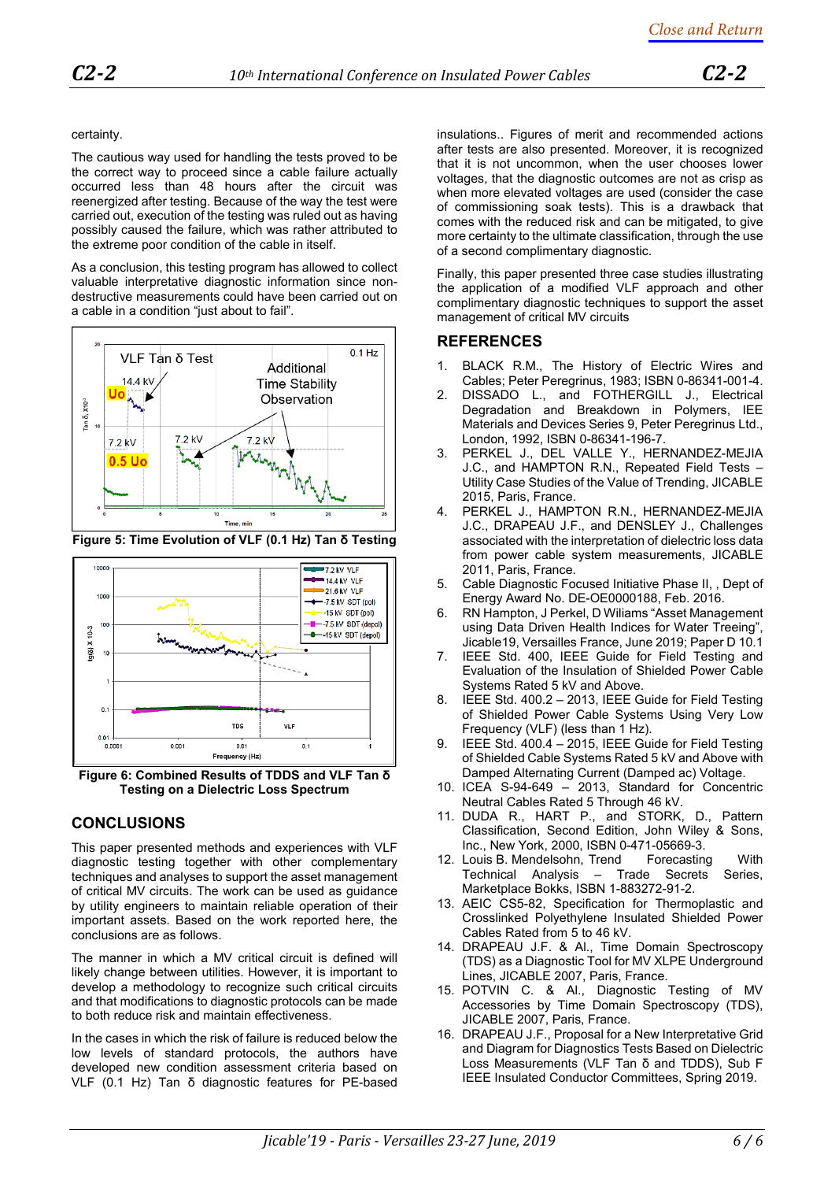certainty.

The cautious way used for handling the tests proved to be the correct way to proceed since a cable failure actually occurred less than 48 hours after the circuit was reenergized after testing. Because of the way the test were carried out, execution of the testing was ruled out as having possibly caused the failure, which was rather attributed to the extreme poor condition of the cable in itself.

As a conclusion, this testing program has allowed to collect valuable interpretative diagnostic information since non-destructive measurements could have been carried out on a cable in a condition "just about to fail".

VLF Tan δ Test
0.1 Hz
Additional Time Stability Observation
14.4 kV
Uo
7.2 kV
0.5 Uo
7.2 kV
7.2 kV
Tan δ, X10⁻³
20
10
0
0
5
10
15
20
25
Time, min

**Figure 5: Time Evolution of VLF (0.1 Hz) Tan δ Testing**

7.2 kV VLF
14.4 kV VLF
21.6 kV VLF
-7.5 kV SDT (pol)
-15 kV SDT (pol)
-7.5 kV SDT (depol)
-15 kV SDT (depol)
tg(δ) X 10-3
10000
1000
100
10
1
0.1
0.01
TDS
VLF
0.0001
0.001
0.01
0.1
1
Frequency (Hz)

**Figure 6: Combined Results of TDDS and VLF Tan δ Testing on a Dielectric Loss Spectrum**

## CONCLUSIONS

This paper presented methods and experiences with VLF diagnostic testing together with other complementary techniques and analyses to support the asset management of critical MV circuits. The work can be used as guidance by utility engineers to maintain reliable operation of their important assets. Based on the work reported here, the conclusions are as follows.

The manner in which a MV critical circuit is defined will likely change between utilities. However, it is important to develop a methodology to recognize such critical circuits and that modifications to diagnostic protocols can be made to both reduce risk and maintain effectiveness.

In the cases in which the risk of failure is reduced below the low levels of standard protocols, the authors have developed new condition assessment criteria based on VLF (0.1 Hz) Tan δ diagnostic features for PE-based insulations.. Figures of merit and recommended actions after tests are also presented. Moreover, it is recognized that it is not uncommon, when the user chooses lower voltages, that the diagnostic outcomes are not as crisp as when more elevated voltages are used (consider the case of commissioning soak tests). This is a drawback that comes with the reduced risk and can be mitigated, to give more certainty to the ultimate classification, through the use of a second complimentary diagnostic.

Finally, this paper presented three case studies illustrating the application of a modified VLF approach and other complimentary diagnostic techniques to support the asset management of critical MV circuits

## REFERENCES

1. BLACK R.M., The History of Electric Wires and Cables; Peter Peregrinus, 1983; ISBN 0-86341-001-4.
2. DISSADO L., and FOTHERGILL J., Electrical Degradation and Breakdown in Polymers, IEE Materials and Devices Series 9, Peter Peregrinus Ltd., London, 1992, ISBN 0-86341-196-7.
3. PERKEL J., DEL VALLE Y., HERNANDEZ-MEJIA J.C., and HAMPTON R.N., Repeated Field Tests – Utility Case Studies of the Value of Trending, JICABLE 2015, Paris, France.
4. PERKEL J., HAMPTON R.N., HERNANDEZ-MEJIA J.C., DRAPEAU J.F., and DENSLEY J., Challenges associated with the interpretation of dielectric loss data from power cable system measurements, JICABLE 2011, Paris, France.
5. Cable Diagnostic Focused Initiative Phase II, , Dept of Energy Award No. DE-OE0000188, Feb. 2016.
6. RN Hampton, J Perkel, D Wiliams "Asset Management using Data Driven Health Indices for Water Treeing", Jicable19, Versailles France, June 2019; Paper D 10.1
7. IEEE Std. 400, IEEE Guide for Field Testing and Evaluation of the Insulation of Shielded Power Cable Systems Rated 5 kV and Above.
8. IEEE Std. 400.2 – 2013, IEEE Guide for Field Testing of Shielded Power Cable Systems Using Very Low Frequency (VLF) (less than 1 Hz).
9. IEEE Std. 400.4 – 2015, IEEE Guide for Field Testing of Shielded Cable Systems Rated 5 kV and Above with Damped Alternating Current (Damped ac) Voltage.
10. ICEA S-94-649 – 2013, Standard for Concentric Neutral Cables Rated 5 Through 46 kV.
11. DUDA R., HART P., and STORK, D., Pattern Classification, Second Edition, John Wiley & Sons, Inc., New York, 2000, ISBN 0-471-05669-3.
12. Louis B. Mendelsohn, Trend Forecasting With Technical Analysis – Trade Secrets Series, Marketplace Bokks, ISBN 1-883272-91-2.
13. AEIC CS5-82, Specification for Thermoplastic and Crosslinked Polyethylene Insulated Shielded Power Cables Rated from 5 to 46 kV.
14. DRAPEAU J.F. & Al., Time Domain Spectroscopy (TDS) as a Diagnostic Tool for MV XLPE Underground Lines, JICABLE 2007, Paris, France.
15. POTVIN C. & Al., Diagnostic Testing of MV Accessories by Time Domain Spectroscopy (TDS), JICABLE 2007, Paris, France.
16. DRAPEAU J.F., Proposal for a New Interpretative Grid and Diagram for Diagnostics Tests Based on Dielectric Loss Measurements (VLF Tan δ and TDDS), Sub F IEEE Insulated Conductor Committees, Spring 2019.